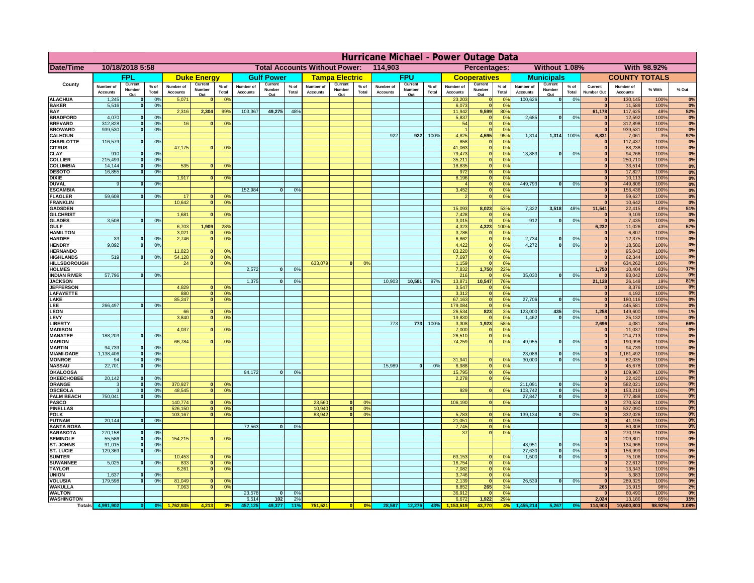# Hurricane Michael - Power Outage Data

| Date/Time | 10/18/2018 5:58 | | Total Accounts Without Power: | 114,903 | | Percentages: | Without 1.08% | With 98.92% |
|---|---|---|---|---|---|---|---|---|

| County | FPL | | | Duke Energy | | | Gulf Power | | | Tampa Electric | | | FPU | | | Cooperatives | | | Municipals | | | COUNTY TOTALS | | | |
|---|---|---|---|---|---|---|---|---|---|---|---|---|---|---|---|---|---|---|---|---|---|---|---|---|---|
| | Number of Accounts | Current Number Out | % of Total | Number of Accounts | Current Number Out | % of Total | Number of Accounts | Current Number Out | % of Total | Number of Accounts | Current Number Out | % of Total | Number of Accounts | Current Number Out | % of Total | Number of Accounts | Current Number Out | % of Total | Number of Accounts | Current Number Out | % of Total | Current Number Out | Number of Accounts | % With | % Out |
| ALACHUA | 1,245 | 0 | 0% | 5,071 | 0 | 0% | | | | | | | | | | 23,203 | 0 | 0% | 100,626 | 0 | 0% | 0 | 130,145 | 100% | 0% |
| BAKER | 5,516 | 0 | 0% | | | | | | | | | | | | | 6,073 | 0 | 0% | | | | 0 | 11,589 | 100% | 0% |
| BAY | | | | 2,316 | 2,304 | 99% | 103,367 | 49,275 | 48% | | | | | | | 11,942 | 9,599 | 80% | | | | 61,178 | 117,625 | 48% | 52% |
| BRADFORD | 4,070 | 0 | 0% | | | | | | | | | | | | | 5,837 | 0 | 0% | 2,685 | 0 | 0% | 0 | 12,592 | 100% | 0% |
| BREVARD | 312,828 | 0 | 0% | 16 | 0 | 0% | | | | | | | | | | 54 | 0 | 0% | | | | 0 | 312,898 | 100% | 0% |
| BROWARD | 939,530 | 0 | 0% | | | | | | | | | | | | | 1 | 0 | 0% | | | | 0 | 939,531 | 100% | 0% |
| CALHOUN | | | | | | | | | | | | | 922 | 922 | 100% | 4,825 | 4,595 | 95% | 1,314 | 1,314 | 100% | 6,831 | 7,061 | 3% | 97% |
| CHARLOTTE | 116,579 | 0 | 0% | | | | | | | | | | | | | 858 | 0 | 0% | | | | 0 | 117,437 | 100% | 0% |
| CITRUS | | | | 47,175 | 0 | 0% | | | | | | | | | | 41,063 | 0 | 0% | | | | 0 | 88,238 | 100% | 0% |
| CLAY | 910 | 0 | 0% | | | | | | | | | | | | | 79,473 | 0 | 0% | 13,883 | 0 | 0% | 0 | 94,266 | 100% | 0% |
| COLLIER | 215,499 | 0 | 0% | | | | | | | | | | | | | 35,211 | 0 | 0% | | | | 0 | 250,710 | 100% | 0% |
| COLUMBIA | 14,144 | 0 | 0% | 535 | 0 | 0% | | | | | | | | | | 18,835 | 0 | 0% | | | | 0 | 33,514 | 100% | 0% |
| DESOTO | 16,855 | 0 | 0% | | | | | | | | | | | | | 972 | 0 | 0% | | | | 0 | 17,827 | 100% | 0% |
| DIXIE | | | | 1,917 | 0 | 0% | | | | | | | | | | 8,196 | 0 | 0% | | | | 0 | 10,113 | 100% | 0% |
| DUVAL | 9 | 0 | 0% | | | | | | | | | | | | | 4 | 0 | 0% | 449,793 | 0 | 0% | 0 | 449,806 | 100% | 0% |
| ESCAMBIA | | | | | | | 152,984 | 0 | 0% | | | | | | | 3,452 | 0 | 0% | | | | 0 | 156,436 | 100% | 0% |
| FLAGLER | 59,608 | 0 | 0% | 17 | 0 | 0% | | | | | | | | | | 2 | 0 | 0% | | | | 0 | 59,627 | 100% | 0% |
| FRANKLIN | | | | 10,642 | 0 | 0% | | | | | | | | | | | | | | | | 0 | 10,642 | 100% | 0% |
| GADSDEN | | | | | | | | | | | | | | | | 15,093 | 8,023 | 53% | 7,322 | 3,518 | 48% | 11,541 | 22,415 | 49% | 51% |
| GILCHRIST | | | | 1,681 | 0 | 0% | | | | | | | | | | 7,428 | 0 | 0% | | | | 0 | 9,109 | 100% | 0% |
| GLADES | 3,508 | 0 | 0% | | | | | | | | | | | | | 3,015 | 0 | 0% | 912 | 0 | 0% | 0 | 7,435 | 100% | 0% |
| GULF | | | | 6,703 | 1,909 | 28% | | | | | | | | | | 4,323 | 4,323 | 100% | | | | 6,232 | 11,026 | 43% | 57% |
| HAMILTON | | | | 3,021 | 0 | 0% | | | | | | | | | | 3,786 | 0 | 0% | | | | 0 | 6,807 | 100% | 0% |
| HARDEE | 33 | 0 | 0% | 2,746 | 0 | 0% | | | | | | | | | | 6,862 | 0 | 0% | 2,734 | 0 | 0% | 0 | 12,375 | 100% | 0% |
| HENDRY | 9,892 | 0 | 0% | | | | | | | | | | | | | 4,422 | 0 | 0% | 4,272 | 0 | 0% | 0 | 18,586 | 100% | 0% |
| HERNANDO | | | | 11,823 | 0 | 0% | | | | | | | | | | 83,220 | 0 | 0% | | | | 0 | 95,043 | 100% | 0% |
| HIGHLANDS | 519 | 0 | 0% | 54,128 | 0 | 0% | | | | | | | | | | 7,697 | 0 | 0% | | | | 0 | 62,344 | 100% | 0% |
| HILLSBOROUGH | | | | 24 | 0 | 0% | | | | 633,079 | 0 | 0% | | | | 1,159 | 0 | 0% | | | | 0 | 634,262 | 100% | 0% |
| HOLMES | | | | | | | 2,572 | 0 | 0% | | | | | | | 7,832 | 1,750 | 22% | | | | 1,750 | 10,404 | 83% | 17% |
| INDIAN RIVER | 57,796 | 0 | 0% | | | | | | | | | | | | | 216 | 0 | 0% | 35,030 | 0 | 0% | 0 | 93,042 | 100% | 0% |
| JACKSON | | | | | | | 1,375 | 0 | 0% | | | | 10,903 | 10,581 | 97% | 13,871 | 10,547 | 76% | | | | 21,128 | 26,149 | 19% | 81% |
| JEFFERSON | | | | 4,829 | 0 | 0% | | | | | | | | | | 3,547 | 0 | 0% | | | | 0 | 8,376 | 100% | 0% |
| LAFAYETTE | | | | 880 | 0 | 0% | | | | | | | | | | 3,312 | 0 | 0% | | | | 0 | 4,192 | 100% | 0% |
| LAKE | | | | 85,247 | 0 | 0% | | | | | | | | | | 67,163 | 0 | 0% | 27,706 | 0 | 0% | 0 | 180,116 | 100% | 0% |
| LEE | 266,497 | 0 | 0% | | | | | | | | | | | | | 179,084 | 0 | 0% | | | | 0 | 445,581 | 100% | 0% |
| LEON | | | | 66 | 0 | 0% | | | | | | | | | | 26,534 | 823 | 3% | 123,000 | 435 | 0% | 1,258 | 149,600 | 99% | 1% |
| LEVY | | | | 3,840 | 0 | 0% | | | | | | | | | | 19,830 | 0 | 0% | 1,462 | 0 | 0% | 0 | 25,132 | 100% | 0% |
| LIBERTY | | | | | | | | | | | | | 773 | 773 | 100% | 3,308 | 1,923 | 58% | | | | 2,696 | 4,081 | 34% | 66% |
| MADISON | | | | 4,037 | 0 | 0% | | | | | | | | | | 7,000 | 0 | 0% | | | | 0 | 11,037 | 100% | 0% |
| MANATEE | 188,203 | 0 | 0% | | | | | | | | | | | | | 26,510 | 0 | 0% | | | | 0 | 214,713 | 100% | 0% |
| MARION | | | | 66,784 | 0 | 0% | | | | | | | | | | 74,259 | 0 | 0% | 49,955 | 0 | 0% | 0 | 190,998 | 100% | 0% |
| MARTIN | 94,739 | 0 | 0% | | | | | | | | | | | | | | | | | | | 0 | 94,739 | 100% | 0% |
| MIAMI-DADE | 1,138,406 | 0 | 0% | | | | | | | | | | | | | | | | 23,086 | 0 | 0% | 0 | 1,161,492 | 100% | 0% |
| MONROE | 94 | 0 | 0% | | | | | | | | | | | | | 31,941 | 0 | 0% | 30,000 | 0 | 0% | 0 | 62,035 | 100% | 0% |
| NASSAU | 22,701 | 0 | 0% | | | | | | | | | | 15,989 | 0 | 0% | 6,988 | 0 | 0% | | | | 0 | 45,678 | 100% | 0% |
| OKALOOSA | | | | | | | 94,172 | 0 | 0% | | | | | | | 15,795 | 0 | 0% | | | | 0 | 109,967 | 100% | 0% |
| OKEECHOBEE | 20,142 | 0 | 0% | | | | | | | | | | | | | 2,278 | 0 | 0% | | | | 0 | 22,420 | 100% | 0% |
| ORANGE | 3 | 0 | 0% | 370,927 | 0 | 0% | | | | | | | | | | | | | 211,091 | 0 | 0% | 0 | 582,021 | 100% | 0% |
| OSCEOLA | 3 | 0 | 0% | 48,545 | 0 | 0% | | | | | | | | | | 929 | 0 | 0% | 103,742 | 0 | 0% | 0 | 153,219 | 100% | 0% |
| PALM BEACH | 750,041 | 0 | 0% | | | | | | | | | | | | | | | | 27,847 | 0 | 0% | 0 | 777,888 | 100% | 0% |
| PASCO | | | | 140,774 | 0 | 0% | | | | 23,560 | 0 | 0% | | | | 106,190 | 0 | 0% | | | | 0 | 270,524 | 100% | 0% |
| PINELLAS | | | | 526,150 | 0 | 0% | | | | 10,940 | 0 | 0% | | | | | | | | | | 0 | 537,090 | 100% | 0% |
| POLK | | | | 103,167 | 0 | 0% | | | | 83,942 | 0 | 0% | | | | 5,783 | 0 | 0% | 139,134 | 0 | 0% | 0 | 332,026 | 100% | 0% |
| PUTNAM | 20,144 | 0 | 0% | | | | | | | | | | | | | 21,051 | 0 | 0% | | | | 0 | 41,195 | 100% | 0% |
| SANTA ROSA | | | | | | | 72,563 | 0 | 0% | | | | | | | 7,745 | 0 | 0% | | | | 0 | 80,308 | 100% | 0% |
| SARASOTA | 270,158 | 0 | 0% | | | | | | | | | | | | | 37 | 0 | 0% | | | | 0 | 270,195 | 100% | 0% |
| SEMINOLE | 55,586 | 0 | 0% | 154,215 | 0 | 0% | | | | | | | | | | | | | | | | 0 | 209,801 | 100% | 0% |
| ST. JOHNS | 91,015 | 0 | 0% | | | | | | | | | | | | | | | | 43,951 | 0 | 0% | 0 | 134,966 | 100% | 0% |
| ST. LUCIE | 129,369 | 0 | 0% | | | | | | | | | | | | | | | | 27,630 | 0 | 0% | 0 | 156,999 | 100% | 0% |
| SUMTER | | | | 10,453 | 0 | 0% | | | | | | | | | | 63,153 | 0 | 0% | 1,500 | 0 | 0% | 0 | 75,106 | 100% | 0% |
| SUWANNEE | 5,025 | 0 | 0% | 833 | 0 | 0% | | | | | | | | | | 16,754 | 0 | 0% | | | | 0 | 22,612 | 100% | 0% |
| TAYLOR | | | | 6,261 | 0 | 0% | | | | | | | | | | 7,082 | 0 | 0% | | | | 0 | 13,343 | 100% | 0% |
| UNION | 1,637 | 0 | 0% | | | | | | | | | | | | | 3,746 | 0 | 0% | | | | 0 | 5,383 | 100% | 0% |
| VOLUSIA | 179,598 | 0 | 0% | 81,049 | 0 | 0% | | | | | | | | | | 2,139 | 0 | 0% | 26,539 | 0 | 0% | 0 | 289,325 | 100% | 0% |
| WAKULLA | | | | 7,063 | 0 | 0% | | | | | | | | | | 8,852 | 265 | 3% | | | | 265 | 15,915 | 98% | 2% |
| WALTON | | | | | | | 23,578 | 0 | 0% | | | | | | | 36,912 | 0 | 0% | | | | 0 | 60,490 | 100% | 0% |
| WASHINGTON | | | | | | | 6,514 | 102 | 2% | | | | | | | 6,672 | 1,922 | 29% | | | | 2,024 | 13,186 | 85% | 15% |
| Totals | 4,991,902 | 0 | 0% | 1,762,935 | 4,213 | 0% | 457,125 | 49,377 | 11% | 751,521 | 0 | 0% | 28,587 | 12,276 | 43% | 1,153,519 | 43,770 | 4% | 1,455,214 | 5,267 | 0% | 114,903 | 10,600,803 | 98.92% | 1.08% |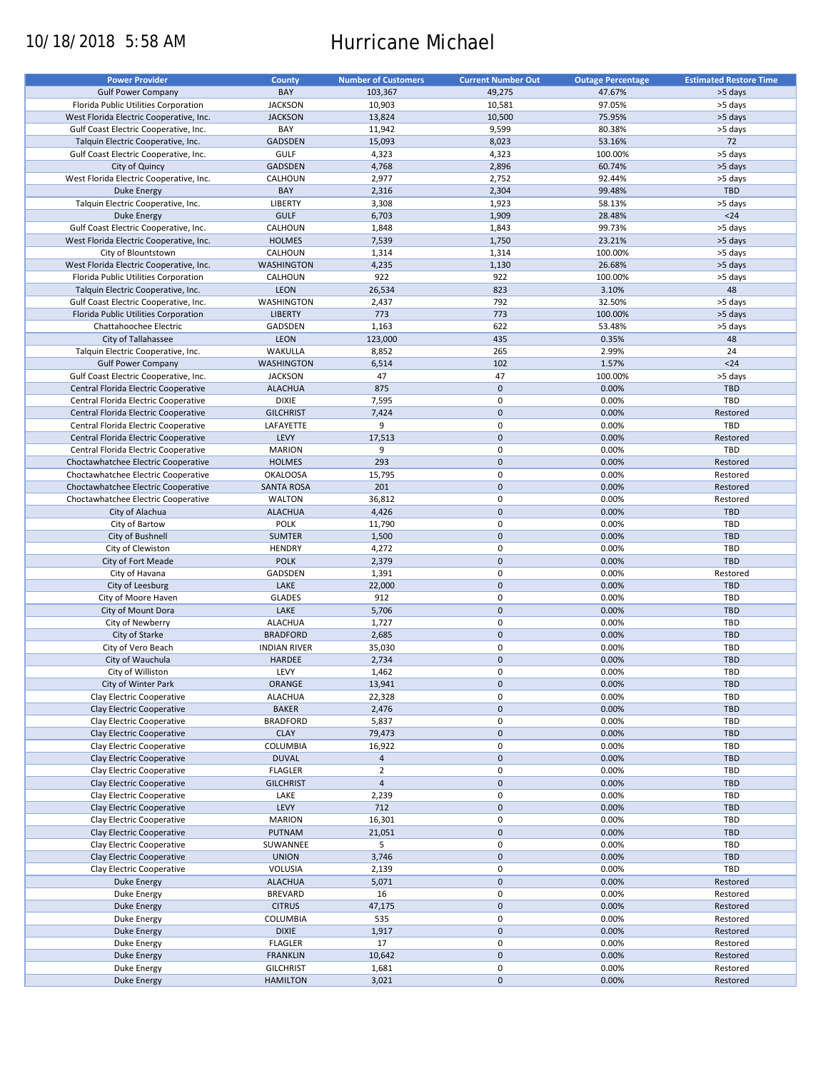10/18/2018 5:58 AM

# Hurricane Michael

| Power Provider | County | Number of Customers | Current Number Out | Outage Percentage | Estimated Restore Time |
|---|---|---|---|---|---|
| Gulf Power Company | BAY | 103,367 | 49,275 | 47.67% | >5 days |
| Florida Public Utilities Corporation | JACKSON | 10,903 | 10,581 | 97.05% | >5 days |
| West Florida Electric Cooperative, Inc. | JACKSON | 13,824 | 10,500 | 75.95% | >5 days |
| Gulf Coast Electric Cooperative, Inc. | BAY | 11,942 | 9,599 | 80.38% | >5 days |
| Talquin Electric Cooperative, Inc. | GADSDEN | 15,093 | 8,023 | 53.16% | 72 |
| Gulf Coast Electric Cooperative, Inc. | GULF | 4,323 | 4,323 | 100.00% | >5 days |
| City of Quincy | GADSDEN | 4,768 | 2,896 | 60.74% | >5 days |
| West Florida Electric Cooperative, Inc. | CALHOUN | 2,977 | 2,752 | 92.44% | >5 days |
| Duke Energy | BAY | 2,316 | 2,304 | 99.48% | TBD |
| Talquin Electric Cooperative, Inc. | LIBERTY | 3,308 | 1,923 | 58.13% | >5 days |
| Duke Energy | GULF | 6,703 | 1,909 | 28.48% | <24 |
| Gulf Coast Electric Cooperative, Inc. | CALHOUN | 1,848 | 1,843 | 99.73% | >5 days |
| West Florida Electric Cooperative, Inc. | HOLMES | 7,539 | 1,750 | 23.21% | >5 days |
| City of Blountstown | CALHOUN | 1,314 | 1,314 | 100.00% | >5 days |
| West Florida Electric Cooperative, Inc. | WASHINGTON | 4,235 | 1,130 | 26.68% | >5 days |
| Florida Public Utilities Corporation | CALHOUN | 922 | 922 | 100.00% | >5 days |
| Talquin Electric Cooperative, Inc. | LEON | 26,534 | 823 | 3.10% | 48 |
| Gulf Coast Electric Cooperative, Inc. | WASHINGTON | 2,437 | 792 | 32.50% | >5 days |
| Florida Public Utilities Corporation | LIBERTY | 773 | 773 | 100.00% | >5 days |
| Chattahoochee Electric | GADSDEN | 1,163 | 622 | 53.48% | >5 days |
| City of Tallahassee | LEON | 123,000 | 435 | 0.35% | 48 |
| Talquin Electric Cooperative, Inc. | WAKULLA | 8,852 | 265 | 2.99% | 24 |
| Gulf Power Company | WASHINGTON | 6,514 | 102 | 1.57% | <24 |
| Gulf Coast Electric Cooperative, Inc. | JACKSON | 47 | 47 | 100.00% | >5 days |
| Central Florida Electric Cooperative | ALACHUA | 875 | 0 | 0.00% | TBD |
| Central Florida Electric Cooperative | DIXIE | 7,595 | 0 | 0.00% | TBD |
| Central Florida Electric Cooperative | GILCHRIST | 7,424 | 0 | 0.00% | Restored |
| Central Florida Electric Cooperative | LAFAYETTE | 9 | 0 | 0.00% | TBD |
| Central Florida Electric Cooperative | LEVY | 17,513 | 0 | 0.00% | Restored |
| Central Florida Electric Cooperative | MARION | 9 | 0 | 0.00% | TBD |
| Choctawhatchee Electric Cooperative | HOLMES | 293 | 0 | 0.00% | Restored |
| Choctawhatchee Electric Cooperative | OKALOOSA | 15,795 | 0 | 0.00% | Restored |
| Choctawhatchee Electric Cooperative | SANTA ROSA | 201 | 0 | 0.00% | Restored |
| Choctawhatchee Electric Cooperative | WALTON | 36,812 | 0 | 0.00% | Restored |
| City of Alachua | ALACHUA | 4,426 | 0 | 0.00% | TBD |
| City of Bartow | POLK | 11,790 | 0 | 0.00% | TBD |
| City of Bushnell | SUMTER | 1,500 | 0 | 0.00% | TBD |
| City of Clewiston | HENDRY | 4,272 | 0 | 0.00% | TBD |
| City of Fort Meade | POLK | 2,379 | 0 | 0.00% | TBD |
| City of Havana | GADSDEN | 1,391 | 0 | 0.00% | Restored |
| City of Leesburg | LAKE | 22,000 | 0 | 0.00% | TBD |
| City of Moore Haven | GLADES | 912 | 0 | 0.00% | TBD |
| City of Mount Dora | LAKE | 5,706 | 0 | 0.00% | TBD |
| City of Newberry | ALACHUA | 1,727 | 0 | 0.00% | TBD |
| City of Starke | BRADFORD | 2,685 | 0 | 0.00% | TBD |
| City of Vero Beach | INDIAN RIVER | 35,030 | 0 | 0.00% | TBD |
| City of Wauchula | HARDEE | 2,734 | 0 | 0.00% | TBD |
| City of Williston | LEVY | 1,462 | 0 | 0.00% | TBD |
| City of Winter Park | ORANGE | 13,941 | 0 | 0.00% | TBD |
| Clay Electric Cooperative | ALACHUA | 22,328 | 0 | 0.00% | TBD |
| Clay Electric Cooperative | BAKER | 2,476 | 0 | 0.00% | TBD |
| Clay Electric Cooperative | BRADFORD | 5,837 | 0 | 0.00% | TBD |
| Clay Electric Cooperative | CLAY | 79,473 | 0 | 0.00% | TBD |
| Clay Electric Cooperative | COLUMBIA | 16,922 | 0 | 0.00% | TBD |
| Clay Electric Cooperative | DUVAL | 4 | 0 | 0.00% | TBD |
| Clay Electric Cooperative | FLAGLER | 2 | 0 | 0.00% | TBD |
| Clay Electric Cooperative | GILCHRIST | 4 | 0 | 0.00% | TBD |
| Clay Electric Cooperative | LAKE | 2,239 | 0 | 0.00% | TBD |
| Clay Electric Cooperative | LEVY | 712 | 0 | 0.00% | TBD |
| Clay Electric Cooperative | MARION | 16,301 | 0 | 0.00% | TBD |
| Clay Electric Cooperative | PUTNAM | 21,051 | 0 | 0.00% | TBD |
| Clay Electric Cooperative | SUWANNEE | 5 | 0 | 0.00% | TBD |
| Clay Electric Cooperative | UNION | 3,746 | 0 | 0.00% | TBD |
| Clay Electric Cooperative | VOLUSIA | 2,139 | 0 | 0.00% | TBD |
| Duke Energy | ALACHUA | 5,071 | 0 | 0.00% | Restored |
| Duke Energy | BREVARD | 16 | 0 | 0.00% | Restored |
| Duke Energy | CITRUS | 47,175 | 0 | 0.00% | Restored |
| Duke Energy | COLUMBIA | 535 | 0 | 0.00% | Restored |
| Duke Energy | DIXIE | 1,917 | 0 | 0.00% | Restored |
| Duke Energy | FLAGLER | 17 | 0 | 0.00% | Restored |
| Duke Energy | FRANKLIN | 10,642 | 0 | 0.00% | Restored |
| Duke Energy | GILCHRIST | 1,681 | 0 | 0.00% | Restored |
| Duke Energy | HAMILTON | 3,021 | 0 | 0.00% | Restored |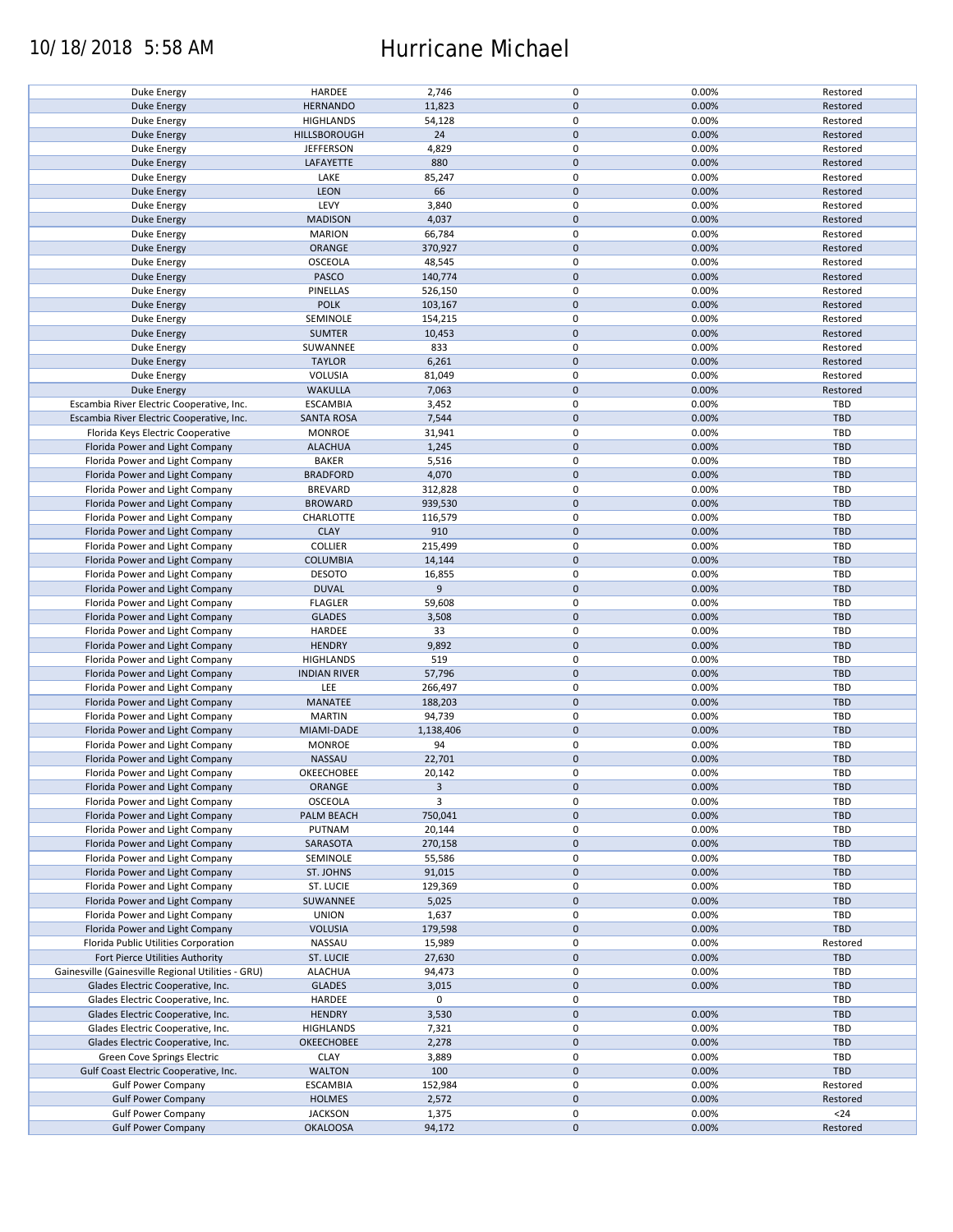| | | | | | |
|---|---|---|---|---|---|
| Duke Energy | HARDEE | 2,746 | 0 | 0.00% | Restored |
| Duke Energy | HERNANDO | 11,823 | 0 | 0.00% | Restored |
| Duke Energy | HIGHLANDS | 54,128 | 0 | 0.00% | Restored |
| Duke Energy | HILLSBOROUGH | 24 | 0 | 0.00% | Restored |
| Duke Energy | JEFFERSON | 4,829 | 0 | 0.00% | Restored |
| Duke Energy | LAFAYETTE | 880 | 0 | 0.00% | Restored |
| Duke Energy | LAKE | 85,247 | 0 | 0.00% | Restored |
| Duke Energy | LEON | 66 | 0 | 0.00% | Restored |
| Duke Energy | LEVY | 3,840 | 0 | 0.00% | Restored |
| Duke Energy | MADISON | 4,037 | 0 | 0.00% | Restored |
| Duke Energy | MARION | 66,784 | 0 | 0.00% | Restored |
| Duke Energy | ORANGE | 370,927 | 0 | 0.00% | Restored |
| Duke Energy | OSCEOLA | 48,545 | 0 | 0.00% | Restored |
| Duke Energy | PASCO | 140,774 | 0 | 0.00% | Restored |
| Duke Energy | PINELLAS | 526,150 | 0 | 0.00% | Restored |
| Duke Energy | POLK | 103,167 | 0 | 0.00% | Restored |
| Duke Energy | SEMINOLE | 154,215 | 0 | 0.00% | Restored |
| Duke Energy | SUMTER | 10,453 | 0 | 0.00% | Restored |
| Duke Energy | SUWANNEE | 833 | 0 | 0.00% | Restored |
| Duke Energy | TAYLOR | 6,261 | 0 | 0.00% | Restored |
| Duke Energy | VOLUSIA | 81,049 | 0 | 0.00% | Restored |
| Duke Energy | WAKULLA | 7,063 | 0 | 0.00% | Restored |
| Escambia River Electric Cooperative, Inc. | ESCAMBIA | 3,452 | 0 | 0.00% | TBD |
| Escambia River Electric Cooperative, Inc. | SANTA ROSA | 7,544 | 0 | 0.00% | TBD |
| Florida Keys Electric Cooperative | MONROE | 31,941 | 0 | 0.00% | TBD |
| Florida Power and Light Company | ALACHUA | 1,245 | 0 | 0.00% | TBD |
| Florida Power and Light Company | BAKER | 5,516 | 0 | 0.00% | TBD |
| Florida Power and Light Company | BRADFORD | 4,070 | 0 | 0.00% | TBD |
| Florida Power and Light Company | BREVARD | 312,828 | 0 | 0.00% | TBD |
| Florida Power and Light Company | BROWARD | 939,530 | 0 | 0.00% | TBD |
| Florida Power and Light Company | CHARLOTTE | 116,579 | 0 | 0.00% | TBD |
| Florida Power and Light Company | CLAY | 910 | 0 | 0.00% | TBD |
| Florida Power and Light Company | COLLIER | 215,499 | 0 | 0.00% | TBD |
| Florida Power and Light Company | COLUMBIA | 14,144 | 0 | 0.00% | TBD |
| Florida Power and Light Company | DESOTO | 16,855 | 0 | 0.00% | TBD |
| Florida Power and Light Company | DUVAL | 9 | 0 | 0.00% | TBD |
| Florida Power and Light Company | FLAGLER | 59,608 | 0 | 0.00% | TBD |
| Florida Power and Light Company | GLADES | 3,508 | 0 | 0.00% | TBD |
| Florida Power and Light Company | HARDEE | 33 | 0 | 0.00% | TBD |
| Florida Power and Light Company | HENDRY | 9,892 | 0 | 0.00% | TBD |
| Florida Power and Light Company | HIGHLANDS | 519 | 0 | 0.00% | TBD |
| Florida Power and Light Company | INDIAN RIVER | 57,796 | 0 | 0.00% | TBD |
| Florida Power and Light Company | LEE | 266,497 | 0 | 0.00% | TBD |
| Florida Power and Light Company | MANATEE | 188,203 | 0 | 0.00% | TBD |
| Florida Power and Light Company | MARTIN | 94,739 | 0 | 0.00% | TBD |
| Florida Power and Light Company | MIAMI-DADE | 1,138,406 | 0 | 0.00% | TBD |
| Florida Power and Light Company | MONROE | 94 | 0 | 0.00% | TBD |
| Florida Power and Light Company | NASSAU | 22,701 | 0 | 0.00% | TBD |
| Florida Power and Light Company | OKEECHOBEE | 20,142 | 0 | 0.00% | TBD |
| Florida Power and Light Company | ORANGE | 3 | 0 | 0.00% | TBD |
| Florida Power and Light Company | OSCEOLA | 3 | 0 | 0.00% | TBD |
| Florida Power and Light Company | PALM BEACH | 750,041 | 0 | 0.00% | TBD |
| Florida Power and Light Company | PUTNAM | 20,144 | 0 | 0.00% | TBD |
| Florida Power and Light Company | SARASOTA | 270,158 | 0 | 0.00% | TBD |
| Florida Power and Light Company | SEMINOLE | 55,586 | 0 | 0.00% | TBD |
| Florida Power and Light Company | ST. JOHNS | 91,015 | 0 | 0.00% | TBD |
| Florida Power and Light Company | ST. LUCIE | 129,369 | 0 | 0.00% | TBD |
| Florida Power and Light Company | SUWANNEE | 5,025 | 0 | 0.00% | TBD |
| Florida Power and Light Company | UNION | 1,637 | 0 | 0.00% | TBD |
| Florida Power and Light Company | VOLUSIA | 179,598 | 0 | 0.00% | TBD |
| Florida Public Utilities Corporation | NASSAU | 15,989 | 0 | 0.00% | Restored |
| Fort Pierce Utilities Authority | ST. LUCIE | 27,630 | 0 | 0.00% | TBD |
| Gainesville (Gainesville Regional Utilities - GRU) | ALACHUA | 94,473 | 0 | 0.00% | TBD |
| Glades Electric Cooperative, Inc. | GLADES | 3,015 | 0 | 0.00% | TBD |
| Glades Electric Cooperative, Inc. | HARDEE | 0 | 0 | | TBD |
| Glades Electric Cooperative, Inc. | HENDRY | 3,530 | 0 | 0.00% | TBD |
| Glades Electric Cooperative, Inc. | HIGHLANDS | 7,321 | 0 | 0.00% | TBD |
| Glades Electric Cooperative, Inc. | OKEECHOBEE | 2,278 | 0 | 0.00% | TBD |
| Green Cove Springs Electric | CLAY | 3,889 | 0 | 0.00% | TBD |
| Gulf Coast Electric Cooperative, Inc. | WALTON | 100 | 0 | 0.00% | TBD |
| Gulf Power Company | ESCAMBIA | 152,984 | 0 | 0.00% | Restored |
| Gulf Power Company | HOLMES | 2,572 | 0 | 0.00% | Restored |
| Gulf Power Company | JACKSON | 1,375 | 0 | 0.00% | <24 |
| Gulf Power Company | OKALOOSA | 94,172 | 0 | 0.00% | Restored |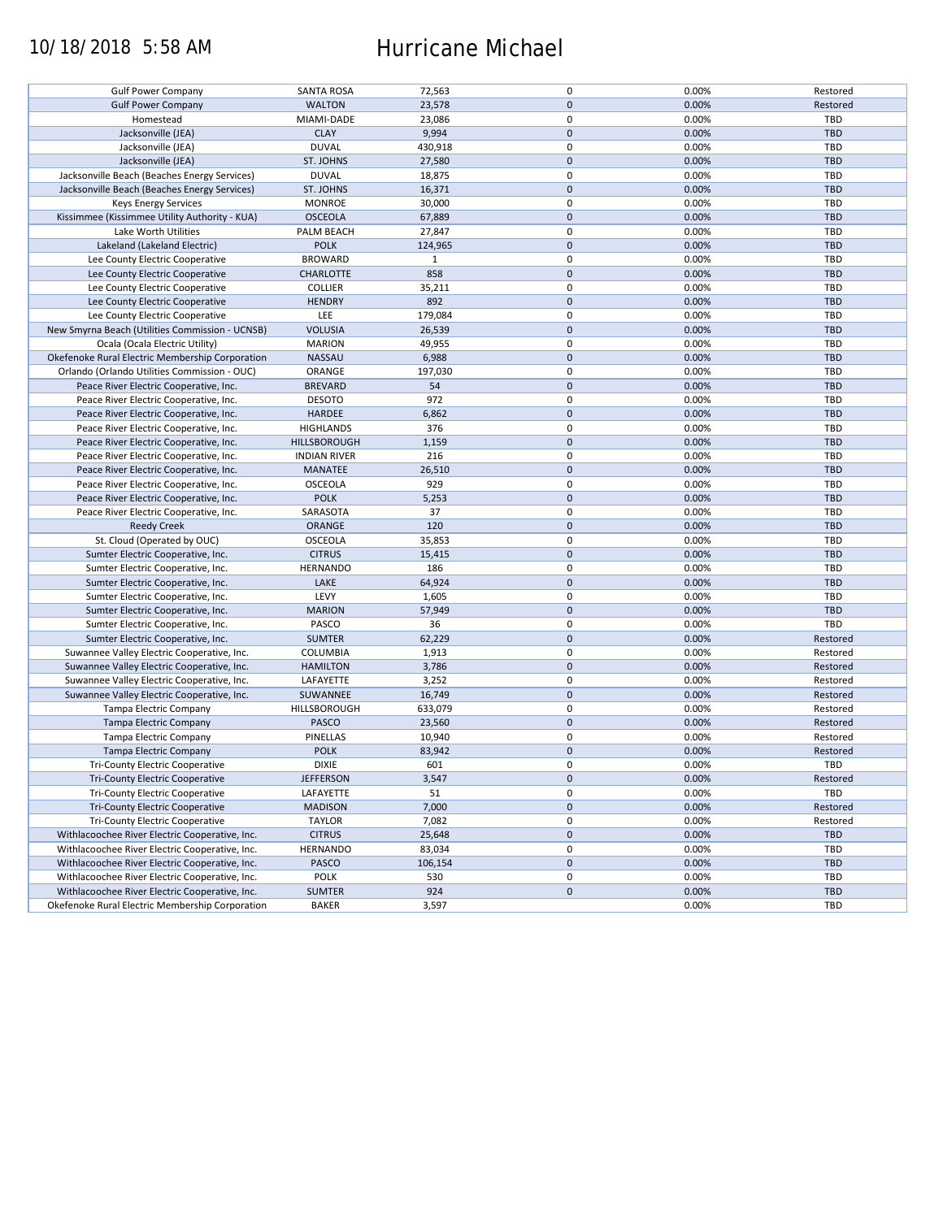| | | | | | |
|---|---|---|---|---|---|
| Gulf Power Company | SANTA ROSA | 72,563 | 0 | 0.00% | Restored |
| Gulf Power Company | WALTON | 23,578 | 0 | 0.00% | Restored |
| Homestead | MIAMI-DADE | 23,086 | 0 | 0.00% | TBD |
| Jacksonville (JEA) | CLAY | 9,994 | 0 | 0.00% | TBD |
| Jacksonville (JEA) | DUVAL | 430,918 | 0 | 0.00% | TBD |
| Jacksonville (JEA) | ST. JOHNS | 27,580 | 0 | 0.00% | TBD |
| Jacksonville Beach (Beaches Energy Services) | DUVAL | 18,875 | 0 | 0.00% | TBD |
| Jacksonville Beach (Beaches Energy Services) | ST. JOHNS | 16,371 | 0 | 0.00% | TBD |
| Keys Energy Services | MONROE | 30,000 | 0 | 0.00% | TBD |
| Kissimmee (Kissimmee Utility Authority - KUA) | OSCEOLA | 67,889 | 0 | 0.00% | TBD |
| Lake Worth Utilities | PALM BEACH | 27,847 | 0 | 0.00% | TBD |
| Lakeland (Lakeland Electric) | POLK | 124,965 | 0 | 0.00% | TBD |
| Lee County Electric Cooperative | BROWARD | 1 | 0 | 0.00% | TBD |
| Lee County Electric Cooperative | CHARLOTTE | 858 | 0 | 0.00% | TBD |
| Lee County Electric Cooperative | COLLIER | 35,211 | 0 | 0.00% | TBD |
| Lee County Electric Cooperative | HENDRY | 892 | 0 | 0.00% | TBD |
| Lee County Electric Cooperative | LEE | 179,084 | 0 | 0.00% | TBD |
| New Smyrna Beach (Utilities Commission - UCNSB) | VOLUSIA | 26,539 | 0 | 0.00% | TBD |
| Ocala (Ocala Electric Utility) | MARION | 49,955 | 0 | 0.00% | TBD |
| Okefenoke Rural Electric Membership Corporation | NASSAU | 6,988 | 0 | 0.00% | TBD |
| Orlando (Orlando Utilities Commission - OUC) | ORANGE | 197,030 | 0 | 0.00% | TBD |
| Peace River Electric Cooperative, Inc. | BREVARD | 54 | 0 | 0.00% | TBD |
| Peace River Electric Cooperative, Inc. | DESOTO | 972 | 0 | 0.00% | TBD |
| Peace River Electric Cooperative, Inc. | HARDEE | 6,862 | 0 | 0.00% | TBD |
| Peace River Electric Cooperative, Inc. | HIGHLANDS | 376 | 0 | 0.00% | TBD |
| Peace River Electric Cooperative, Inc. | HILLSBOROUGH | 1,159 | 0 | 0.00% | TBD |
| Peace River Electric Cooperative, Inc. | INDIAN RIVER | 216 | 0 | 0.00% | TBD |
| Peace River Electric Cooperative, Inc. | MANATEE | 26,510 | 0 | 0.00% | TBD |
| Peace River Electric Cooperative, Inc. | OSCEOLA | 929 | 0 | 0.00% | TBD |
| Peace River Electric Cooperative, Inc. | POLK | 5,253 | 0 | 0.00% | TBD |
| Peace River Electric Cooperative, Inc. | SARASOTA | 37 | 0 | 0.00% | TBD |
| Reedy Creek | ORANGE | 120 | 0 | 0.00% | TBD |
| St. Cloud (Operated by OUC) | OSCEOLA | 35,853 | 0 | 0.00% | TBD |
| Sumter Electric Cooperative, Inc. | CITRUS | 15,415 | 0 | 0.00% | TBD |
| Sumter Electric Cooperative, Inc. | HERNANDO | 186 | 0 | 0.00% | TBD |
| Sumter Electric Cooperative, Inc. | LAKE | 64,924 | 0 | 0.00% | TBD |
| Sumter Electric Cooperative, Inc. | LEVY | 1,605 | 0 | 0.00% | TBD |
| Sumter Electric Cooperative, Inc. | MARION | 57,949 | 0 | 0.00% | TBD |
| Sumter Electric Cooperative, Inc. | PASCO | 36 | 0 | 0.00% | TBD |
| Sumter Electric Cooperative, Inc. | SUMTER | 62,229 | 0 | 0.00% | Restored |
| Suwannee Valley Electric Cooperative, Inc. | COLUMBIA | 1,913 | 0 | 0.00% | Restored |
| Suwannee Valley Electric Cooperative, Inc. | HAMILTON | 3,786 | 0 | 0.00% | Restored |
| Suwannee Valley Electric Cooperative, Inc. | LAFAYETTE | 3,252 | 0 | 0.00% | Restored |
| Suwannee Valley Electric Cooperative, Inc. | SUWANNEE | 16,749 | 0 | 0.00% | Restored |
| Tampa Electric Company | HILLSBOROUGH | 633,079 | 0 | 0.00% | Restored |
| Tampa Electric Company | PASCO | 23,560 | 0 | 0.00% | Restored |
| Tampa Electric Company | PINELLAS | 10,940 | 0 | 0.00% | Restored |
| Tampa Electric Company | POLK | 83,942 | 0 | 0.00% | Restored |
| Tri-County Electric Cooperative | DIXIE | 601 | 0 | 0.00% | TBD |
| Tri-County Electric Cooperative | JEFFERSON | 3,547 | 0 | 0.00% | Restored |
| Tri-County Electric Cooperative | LAFAYETTE | 51 | 0 | 0.00% | TBD |
| Tri-County Electric Cooperative | MADISON | 7,000 | 0 | 0.00% | Restored |
| Tri-County Electric Cooperative | TAYLOR | 7,082 | 0 | 0.00% | Restored |
| Withlacoochee River Electric Cooperative, Inc. | CITRUS | 25,648 | 0 | 0.00% | TBD |
| Withlacoochee River Electric Cooperative, Inc. | HERNANDO | 83,034 | 0 | 0.00% | TBD |
| Withlacoochee River Electric Cooperative, Inc. | PASCO | 106,154 | 0 | 0.00% | TBD |
| Withlacoochee River Electric Cooperative, Inc. | POLK | 530 | 0 | 0.00% | TBD |
| Withlacoochee River Electric Cooperative, Inc. | SUMTER | 924 | 0 | 0.00% | TBD |
| Okefenoke Rural Electric Membership Corporation | BAKER | 3,597 | | 0.00% | TBD |